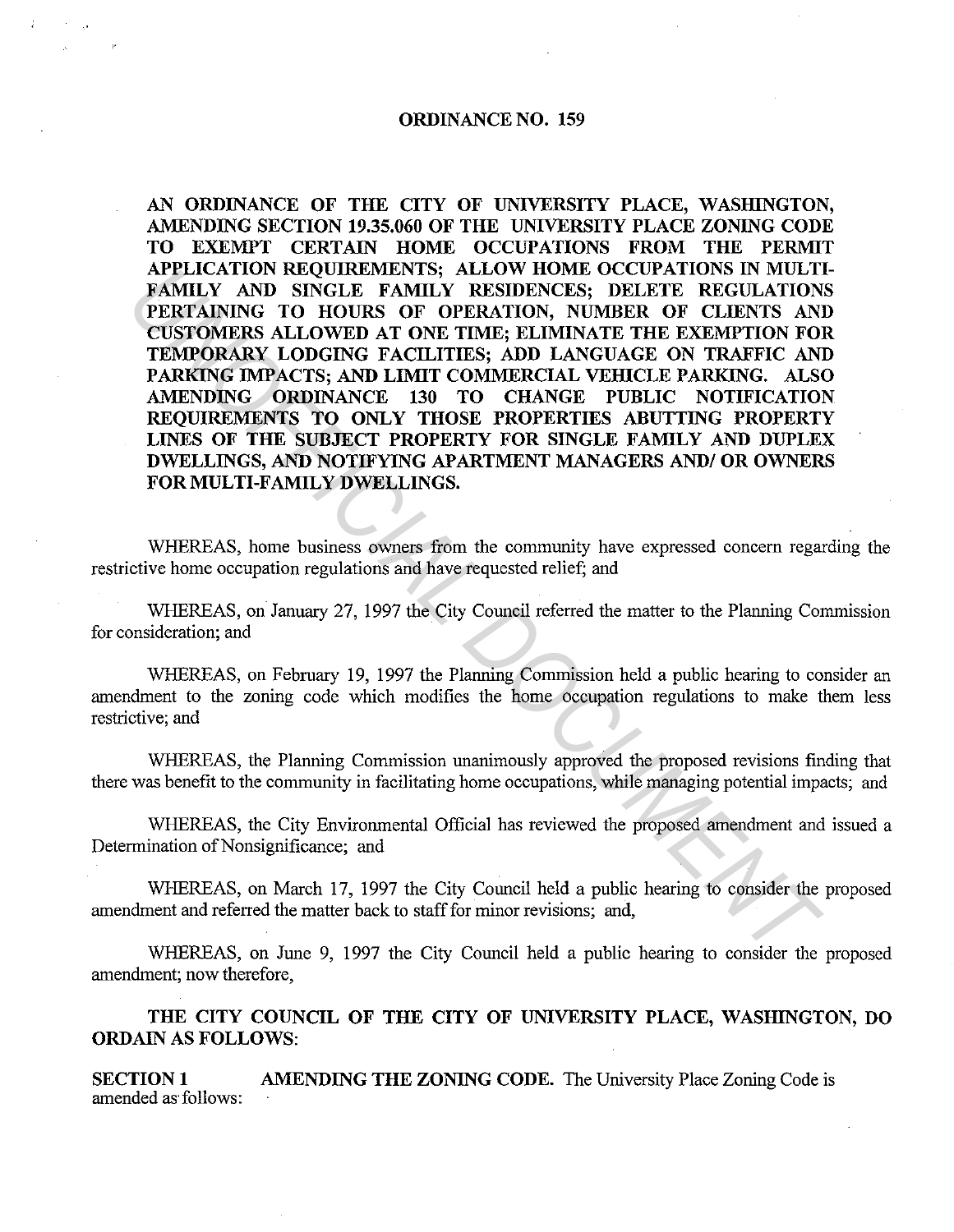# ORDINANCE NO. 159

**AN ORDINANCE OF THE CITY OF UNIVERSITY PLACE, WASHINGTON, AMENDING SECTION 19.35.060 OF THE UNIVERSITY PLACE ZONING CODE TO EXEMPT CERTAIN HOME OCCUPATIONS FROM THE PERMIT APPLICATION REQUIREMENTS; ALLOW HOME OCCUPATIONS IN MULTI-FAMILY AND SINGLE FAMILY RESIDENCES; DELETE REGULATIONS PERTAINING TO HOURS OF OPERATION, NUMBER OF CLIENTS AND CUSTOMERS ALLOWED AT ONE TIME; ELIMINATE THE EXEMPTION FOR TEMPORARY LODGING FACILITIES; ADD LANGUAGE ON TRAFFIC AND PARKING IMPACTS; AND LIMIT COMMERCIAL VEHICLE PARKING. ALSO AMENDING ORDINANCE 130 TO CHANGE PUBLIC NOTIFICATION REQUIREMENTS TO ONLY THOSE PROPERTIES ABUTTING PROPERTY LINES OF THE SUBJECT PROPERTY FOR SINGLE FAMILY AND DUPLEX DWELLINGS, AND NOTIFYING APARTMENT MANAGERS AND/ OR OWNERS FOR MULTI-FAMILY DWELLINGS.**

WHEREAS, home business owners from the community have expressed concern regarding the restrictive home occupation regulations and have requested relief; and

WHEREAS, on January 27, 1997 the City Council referred the matter to the Planning Commission for consideration; and

WHEREAS, on February 19, 1997 the Planning Commission held a public hearing to consider an amendment to the zoning code which modifies the home occupation regulations to make them less restrictive; and

WHEREAS, the Planning Commission unanimously approved the proposed revisions finding that there was benefit to the community in facilitating home occupations, while managing potential impacts; and

WHEREAS, the City Environmental Official has reviewed the proposed amendment and issued a Determination of Nonsignificance; and

WHEREAS, on March 17, 1997 the City Council held a public hearing to consider the proposed amendment and referred the matter back to staff for minor revisions; and,

WHEREAS, on June 9, 1997 the City Council held a public hearing to consider the proposed amendment; now therefore,

**THE CITY COUNCIL OF THE CITY OF UNIVERSITY PLACE, WASHINGTON, DO ORDAIN AS FOLLOWS:**

**SECTION 1 AMENDING THE ZONING CODE.** The University Place Zoning Code is amended as follows: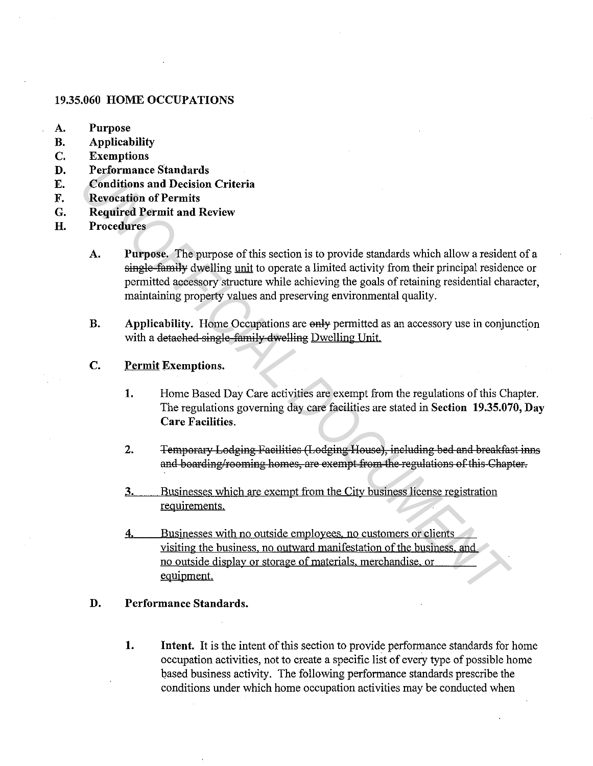### 19.35.060 HOME OCCUPATIONS

- **A. Purpose**
- **B. Applicability**
- **C. Exemptions**
- **D. Performance Standards**
- **E. Conditions and Decision Criteria**
- **F. Revocation of Permits**
- **G. Required Permit and Review**
- **H. Procedures**

**A. Purpose.** The purpose of this section is to provide standards which allow a resident of a ~~single-family~~ dwelling <u>unit</u> to operate a limited activity from their principal residence or permitted accessory structure while achieving the goals of retaining residential character, maintaining property values and preserving environmental quality.

**B. Applicability.** Home Occupations are ~~only~~ permitted as an accessory use in conjunction with a ~~detached single-family dwelling~~ <u>Dwelling Unit.</u>

**C. <u>Permit</u> Exemptions.**

1. Home Based Day Care activities are exempt from the regulations of this Chapter. The regulations governing day care facilities are stated in **Section 19.35.070, Day Care Facilities**.

2. ~~Temporary Lodging Facilities (Lodging House), including bed and breakfast inns and boarding/rooming homes, are exempt from the regulations of this Chapter.~~

<u>3. Businesses which are exempt from the City business license registration requirements.</u>

<u>4. Businesses with no outside employees, no customers or clients visiting the business, no outward manifestation of the business, and no outside display or storage of materials, merchandise, or equipment.</u>

**D. Performance Standards.**

1. **Intent.** It is the intent of this section to provide performance standards for home occupation activities, not to create a specific list of every type of possible home based business activity. The following performance standards prescribe the conditions under which home occupation activities may be conducted when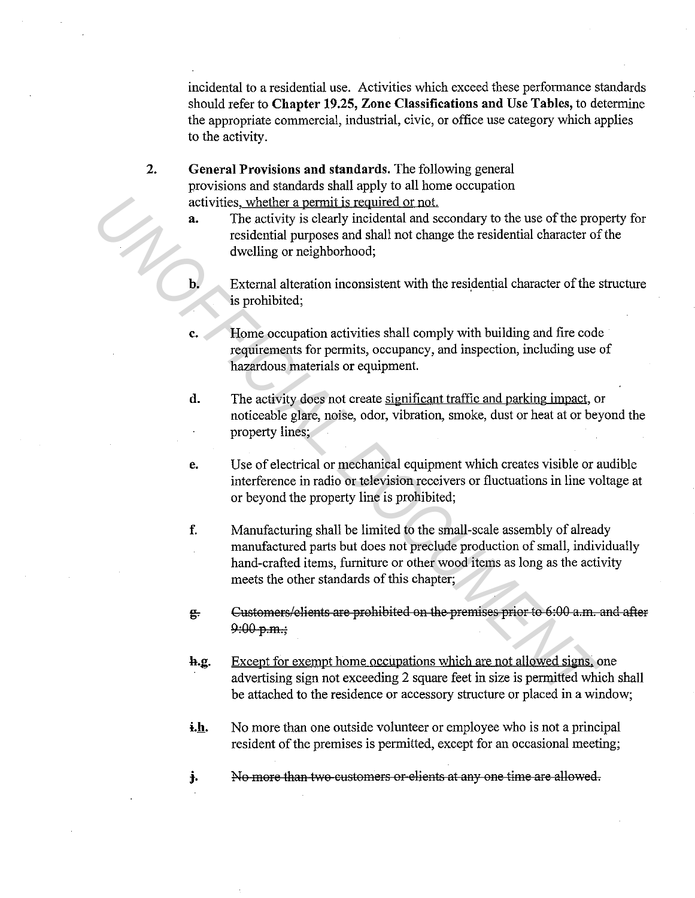incidental to a residential use. Activities which exceed these performance standards should refer to **Chapter 19.25, Zone Classifications and Use Tables,** to determine the appropriate commercial, industrial, civic, or office use category which applies to the activity.

2. **General Provisions and standards.** The following general provisions and standards shall apply to all home occupation activities, <u>whether a permit is required or not.</u>

   **a.** The activity is clearly incidental and secondary to the use of the property for residential purposes and shall not change the residential character of the dwelling or neighborhood;

   **b.** External alteration inconsistent with the residential character of the structure is prohibited;

   **c.** Home occupation activities shall comply with building and fire code requirements for permits, occupancy, and inspection, including use of hazardous materials or equipment.

   **d.** The activity does not create <u>significant traffic and parking impact</u>, or noticeable glare, noise, odor, vibration, smoke, dust or heat at or beyond the property lines;

   **e.** Use of electrical or mechanical equipment which creates visible or audible interference in radio or television receivers or fluctuations in line voltage at or beyond the property line is prohibited;

   **f.** Manufacturing shall be limited to the small-scale assembly of already manufactured parts but does not preclude production of small, individually hand-crafted items, furniture or other wood items as long as the activity meets the other standards of this chapter;

   ~~**g.** Customers/clients are prohibited on the premises prior to 6:00 a.m. and after 9:00 p.m.;~~

   ~~**h.**~~<u>**g.**</u> <u>Except for exempt home occupations which are not allowed signs,</u> one advertising sign not exceeding 2 square feet in size is permitted which shall be attached to the residence or accessory structure or placed in a window;

   ~~**i.**~~<u>**h.**</u> No more than one outside volunteer or employee who is not a principal resident of the premises is permitted, except for an occasional meeting;

   ~~**j.** No more than two customers or clients at any one time are allowed.~~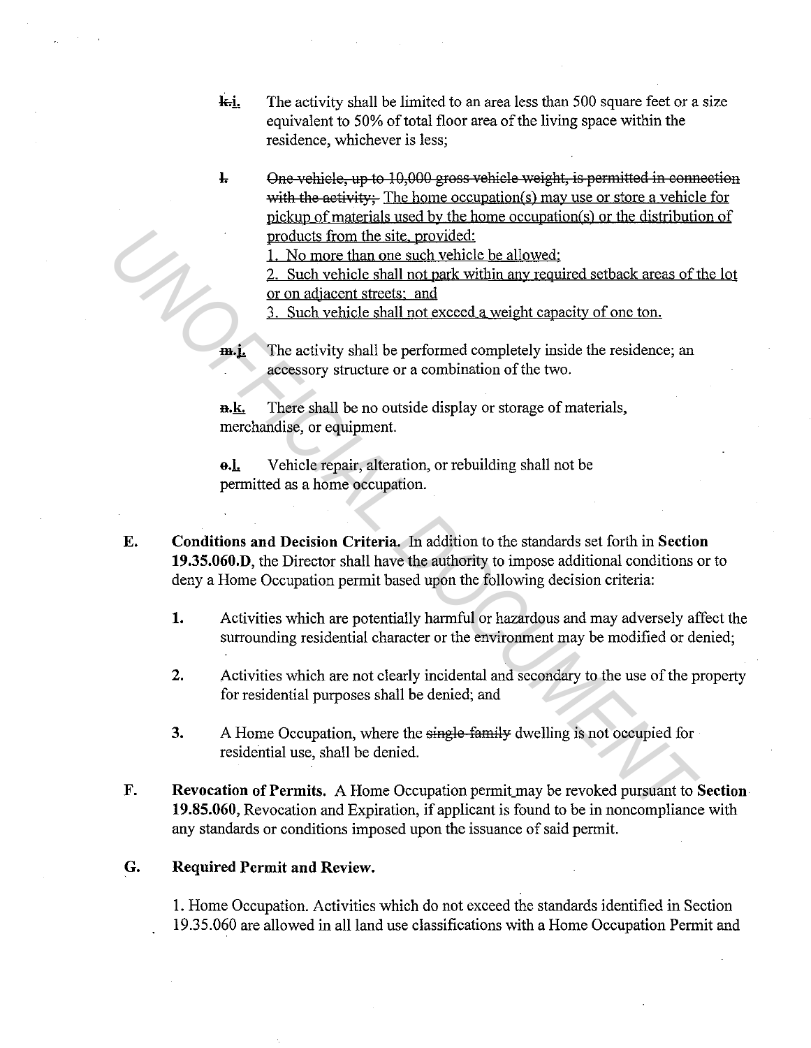~~k.~~i. The activity shall be limited to an area less than 500 square feet or a size equivalent to 50% of total floor area of the living space within the residence, whichever is less;

~~l.~~ ~~One vehicle, up to 10,000 gross vehicle weight, is permitted in connection with the activity;~~ The home occupation(s) may use or store a vehicle for pickup of materials used by the home occupation(s) or the distribution of products from the site, provided:
1. No more than one such vehicle be allowed;
2. Such vehicle shall not park within any required setback areas of the lot or on adjacent streets; and
3. Such vehicle shall not exceed a weight capacity of one ton.

~~m.~~j. The activity shall be performed completely inside the residence; an accessory structure or a combination of the two.

~~n.~~k. There shall be no outside display or storage of materials, merchandise, or equipment.

~~o.~~l. Vehicle repair, alteration, or rebuilding shall not be permitted as a home occupation.

**E. Conditions and Decision Criteria.** In addition to the standards set forth in **Section 19.35.060.D**, the Director shall have the authority to impose additional conditions or to deny a Home Occupation permit based upon the following decision criteria:

**1.** Activities which are potentially harmful or hazardous and may adversely affect the surrounding residential character or the environment may be modified or denied;

**2.** Activities which are not clearly incidental and secondary to the use of the property for residential purposes shall be denied; and

**3.** A Home Occupation, where the ~~single-family~~ dwelling is not occupied for residential use, shall be denied.

**F. Revocation of Permits.** A Home Occupation permit may be revoked pursuant to **Section 19.85.060**, Revocation and Expiration, if applicant is found to be in noncompliance with any standards or conditions imposed upon the issuance of said permit.

**G. Required Permit and Review.**

1. Home Occupation. Activities which do not exceed the standards identified in Section 19.35.060 are allowed in all land use classifications with a Home Occupation Permit and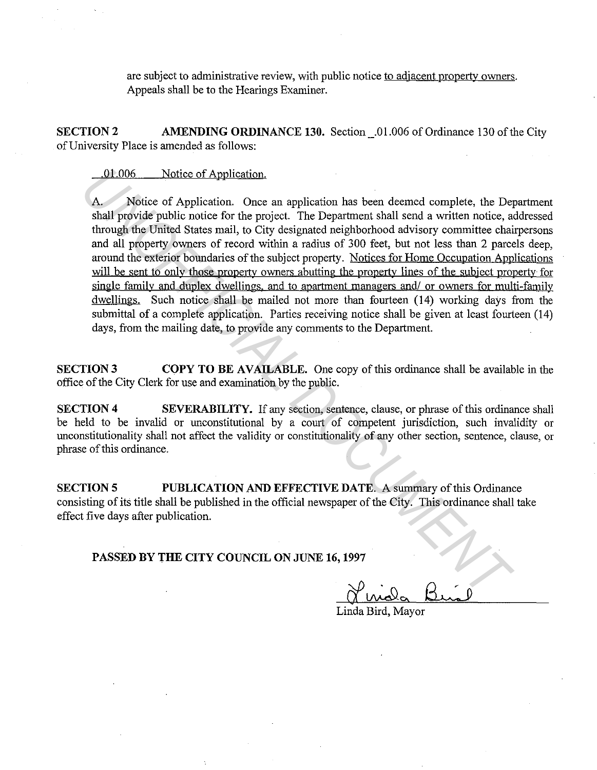are subject to administrative review, with public notice <u>to adjacent property owners</u>. Appeals shall be to the Hearings Examiner.

**SECTION 2 AMENDING ORDINANCE 130.** Section _.01.006 of Ordinance 130 of the City of University Place is amended as follows:

<u>_.01.006 Notice of Application.</u>

A. Notice of Application. Once an application has been deemed complete, the Department shall provide public notice for the project. The Department shall send a written notice, addressed through the United States mail, to City designated neighborhood advisory committee chairpersons and all property owners of record within a radius of 300 feet, but not less than 2 parcels deep, around the exterior boundaries of the subject property. <u>Notices for Home Occupation Applications will be sent to only those property owners abutting the property lines of the subject property for single family and duplex dwellings, and to apartment managers and/ or owners for multi-family dwellings.</u> Such notice shall be mailed not more than fourteen (14) working days from the submittal of a complete application. Parties receiving notice shall be given at least fourteen (14) days, from the mailing date, to provide any comments to the Department.

**SECTION 3 COPY TO BE AVAILABLE.** One copy of this ordinance shall be available in the office of the City Clerk for use and examination by the public.

**SECTION 4 SEVERABILITY.** If any section, sentence, clause, or phrase of this ordinance shall be held to be invalid or unconstitutional by a court of competent jurisdiction, such invalidity or unconstitutionality shall not affect the validity or constitutionality of any other section, sentence, clause, or phrase of this ordinance.

**SECTION 5 PUBLICATION AND EFFECTIVE DATE.** A summary of this Ordinance consisting of its title shall be published in the official newspaper of the City. This ordinance shall take effect five days after publication.

**PASSED BY THE CITY COUNCIL ON JUNE 16, 1997**

Linda Bird

Linda Bird, Mayor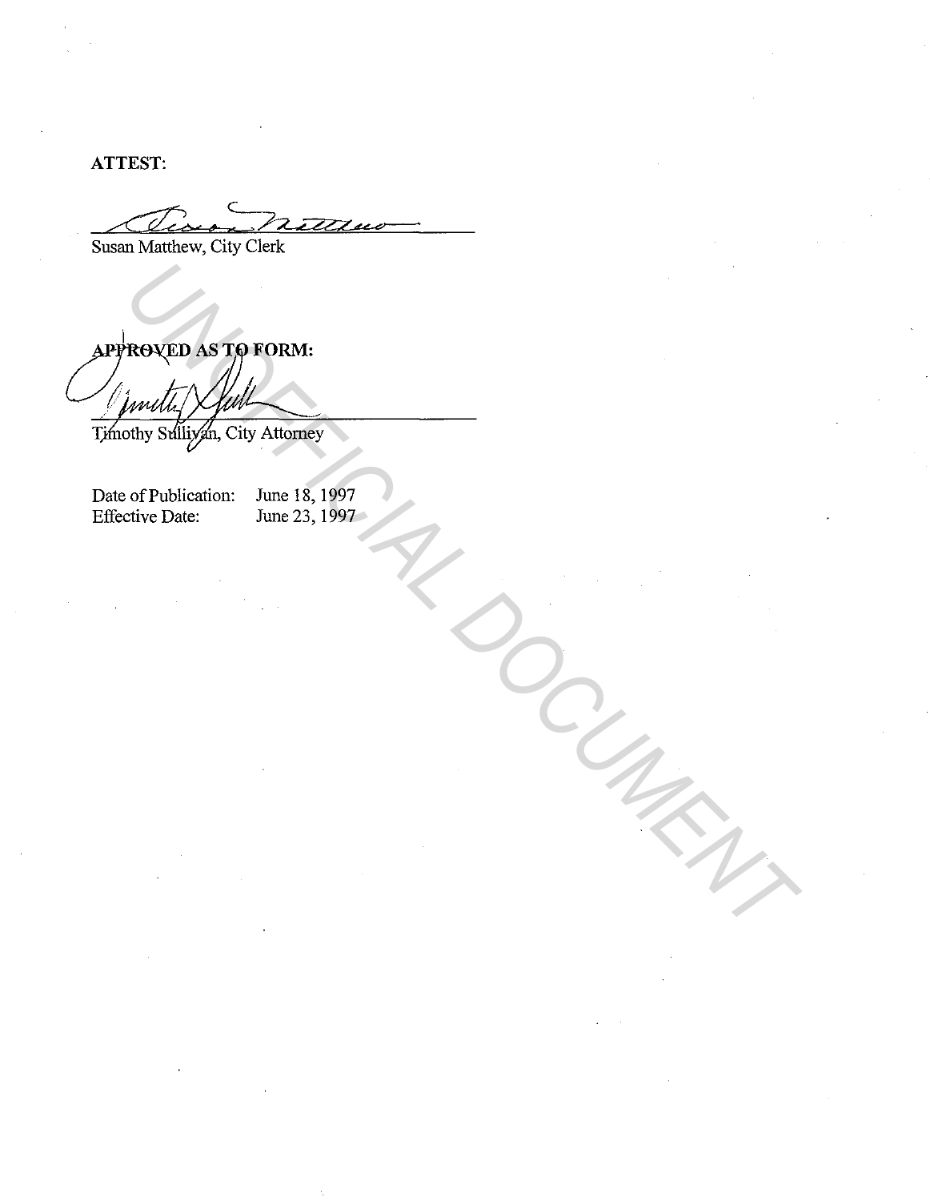**ATTEST:**

Susan Matthew, City Clerk

**APPROVED AS TO FORM:**

Timothy Sullivan, City Attorney

| | |
|---|---|
| Date of Publication: | June 18, 1997 |
| Effective Date: | June 23, 1997 |

UNOFFICIAL DOCUMENT